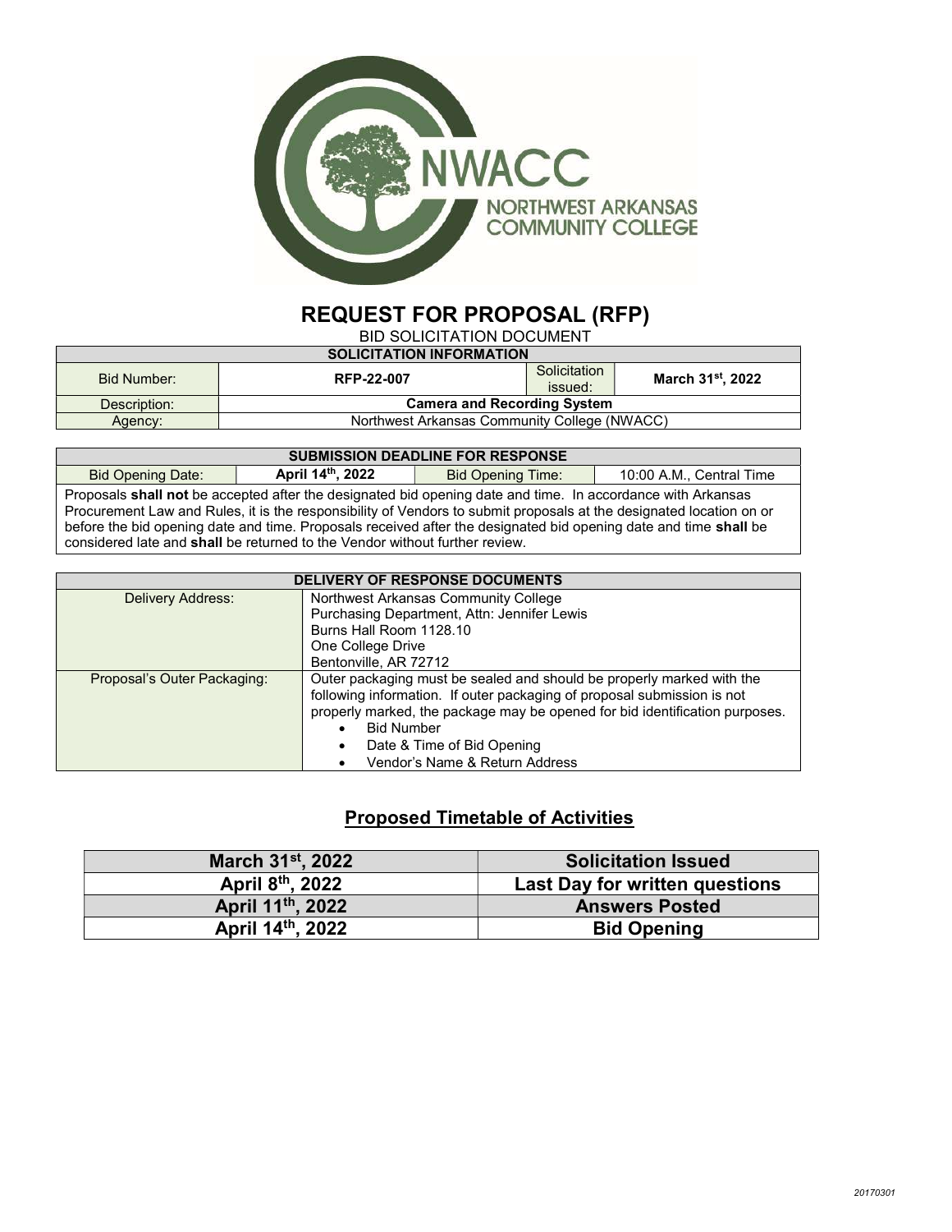# REQUEST FOR PROPOSAL (RFP)

BID SOLICITATION DOCUMENT

| SOLICITATION INFORMATION | | | |
|---|---|---|---|
| Bid Number: | RFP-22-007 | Solicitation issued: | March 31st, 2022 |
| Description: | Camera and Recording System | | |
| Agency: | Northwest Arkansas Community College (NWACC) | | |

| SUBMISSION DEADLINE FOR RESPONSE | | | |
|---|---|---|---|
| Bid Opening Date: | April 14th, 2022 | Bid Opening Time: | 10:00 A.M., Central Time |

Proposals **shall not** be accepted after the designated bid opening date and time. In accordance with Arkansas Procurement Law and Rules, it is the responsibility of Vendors to submit proposals at the designated location on or before the bid opening date and time. Proposals received after the designated bid opening date and time **shall** be considered late and **shall** be returned to the Vendor without further review.

| DELIVERY OF RESPONSE DOCUMENTS | |
|---|---|
| Delivery Address: | Northwest Arkansas Community College<br>Purchasing Department, Attn: Jennifer Lewis<br>Burns Hall Room 1128.10<br>One College Drive<br>Bentonville, AR 72712 |
| Proposal's Outer Packaging: | Outer packaging must be sealed and should be properly marked with the following information. If outer packaging of proposal submission is not properly marked, the package may be opened for bid identification purposes.<br>• Bid Number<br>• Date & Time of Bid Opening<br>• Vendor's Name & Return Address |

## Proposed Timetable of Activities

| Date | Activity |
|---|---|
| March 31st, 2022 | Solicitation Issued |
| April 8th, 2022 | Last Day for written questions |
| April 11th, 2022 | Answers Posted |
| April 14th, 2022 | Bid Opening |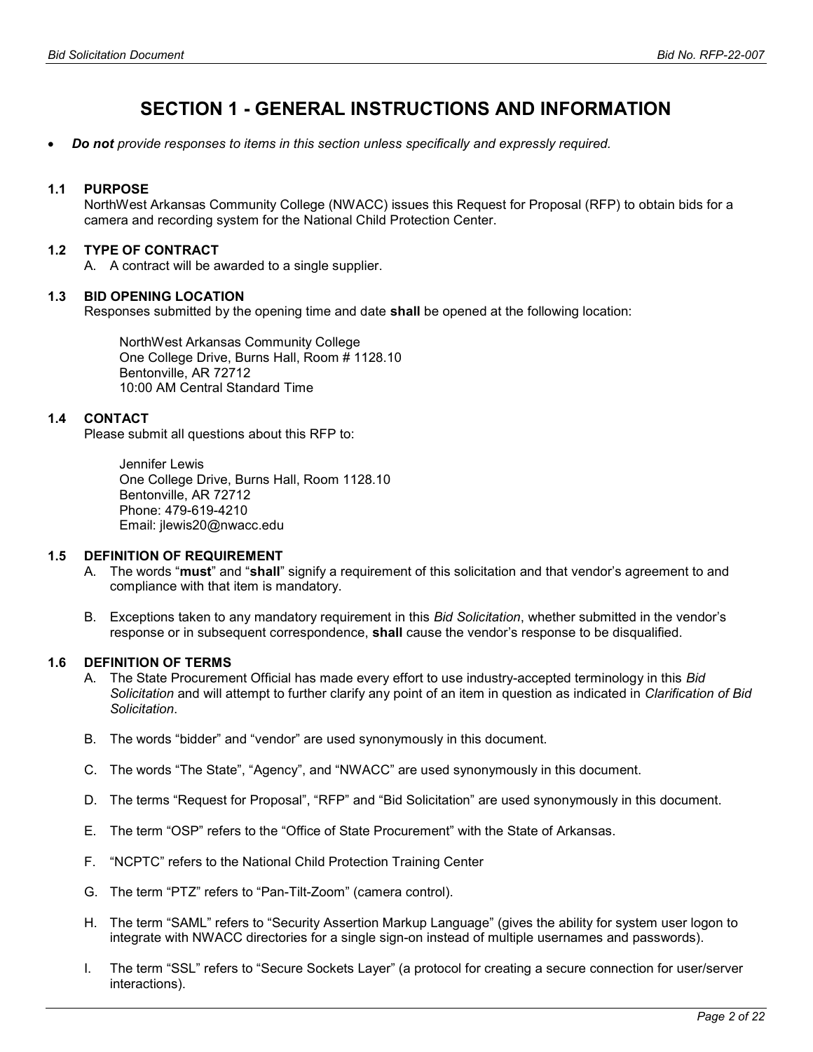# SECTION 1 - GENERAL INSTRUCTIONS AND INFORMATION

- ***Do not*** *provide responses to items in this section unless specifically and expressly required.*

### 1.1 PURPOSE

NorthWest Arkansas Community College (NWACC) issues this Request for Proposal (RFP) to obtain bids for a camera and recording system for the National Child Protection Center.

### 1.2 TYPE OF CONTRACT

A. A contract will be awarded to a single supplier.

### 1.3 BID OPENING LOCATION

Responses submitted by the opening time and date **shall** be opened at the following location:

NorthWest Arkansas Community College
One College Drive, Burns Hall, Room # 1128.10
Bentonville, AR 72712
10:00 AM Central Standard Time

### 1.4 CONTACT

Please submit all questions about this RFP to:

Jennifer Lewis
One College Drive, Burns Hall, Room 1128.10
Bentonville, AR 72712
Phone: 479-619-4210
Email: jlewis20@nwacc.edu

### 1.5 DEFINITION OF REQUIREMENT

A. The words "**must**" and "**shall**" signify a requirement of this solicitation and that vendor's agreement to and compliance with that item is mandatory.

B. Exceptions taken to any mandatory requirement in this *Bid Solicitation*, whether submitted in the vendor's response or in subsequent correspondence, **shall** cause the vendor's response to be disqualified.

### 1.6 DEFINITION OF TERMS

A. The State Procurement Official has made every effort to use industry-accepted terminology in this *Bid Solicitation* and will attempt to further clarify any point of an item in question as indicated in *Clarification of Bid Solicitation*.

B. The words "bidder" and "vendor" are used synonymously in this document.

C. The words "The State", "Agency", and "NWACC" are used synonymously in this document.

D. The terms "Request for Proposal", "RFP" and "Bid Solicitation" are used synonymously in this document.

E. The term "OSP" refers to the "Office of State Procurement" with the State of Arkansas.

F. "NCPTC" refers to the National Child Protection Training Center

G. The term "PTZ" refers to "Pan-Tilt-Zoom" (camera control).

H. The term "SAML" refers to "Security Assertion Markup Language" (gives the ability for system user logon to integrate with NWACC directories for a single sign-on instead of multiple usernames and passwords).

I. The term "SSL" refers to "Secure Sockets Layer" (a protocol for creating a secure connection for user/server interactions).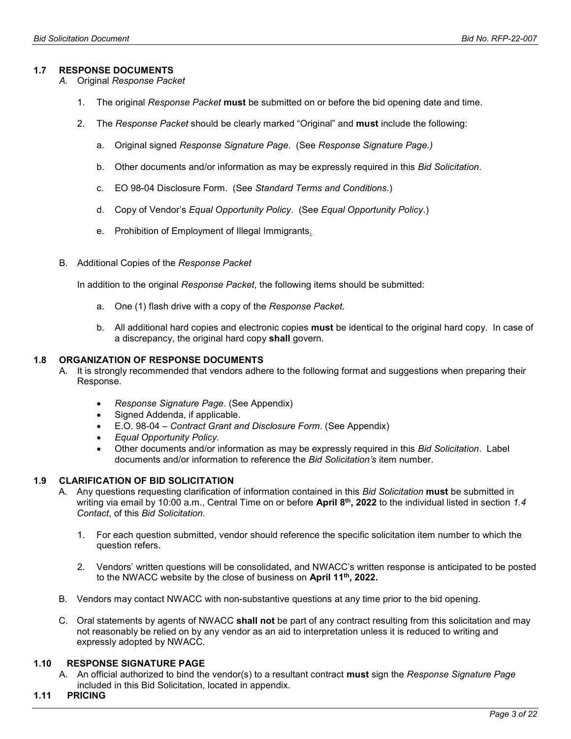### 1.7 RESPONSE DOCUMENTS

*A.* Original *Response Packet*

1. The original *Response Packet* **must** be submitted on or before the bid opening date and time.
2. The *Response Packet* should be clearly marked "Original" and **must** include the following:
   a. Original signed *Response Signature Page*. (See *Response Signature Page.)*
   b. Other documents and/or information as may be expressly required in this *Bid Solicitation*.
   c. EO 98-04 Disclosure Form. (See *Standard Terms and Conditions*.)
   d. Copy of Vendor's *Equal Opportunity Policy*. (See *Equal Opportunity Policy*.)
   e. Prohibition of Employment of Illegal Immigrants.

B. Additional Copies of the *Response Packet*

In addition to the original *Response Packet*, the following items should be submitted:

a. One (1) flash drive with a copy of the *Response Packet.*

b. All additional hard copies and electronic copies **must** be identical to the original hard copy. In case of a discrepancy, the original hard copy **shall** govern.

### 1.8 ORGANIZATION OF RESPONSE DOCUMENTS

A. It is strongly recommended that vendors adhere to the following format and suggestions when preparing their Response.

- *Response Signature Page*. (See Appendix)
- Signed Addenda, if applicable.
- E.O. 98-04 – *Contract Grant and Disclosure Form*. (See Appendix)
- *Equal Opportunity Policy*.
- Other documents and/or information as may be expressly required in this *Bid Solicitation*. Label documents and/or information to reference the *Bid Solicitation's* item number.

### 1.9 CLARIFICATION OF BID SOLICITATION

A. Any questions requesting clarification of information contained in this *Bid Solicitation* **must** be submitted in writing via email by 10:00 a.m., Central Time on or before **April 8th, 2022** to the individual listed in section *1.4 Contact*, of this *Bid Solicitation*.

1. For each question submitted, vendor should reference the specific solicitation item number to which the question refers.
2. Vendors' written questions will be consolidated, and NWACC's written response is anticipated to be posted to the NWACC website by the close of business on **April 11th, 2022.**

B. Vendors may contact NWACC with non-substantive questions at any time prior to the bid opening.

C. Oral statements by agents of NWACC **shall not** be part of any contract resulting from this solicitation and may not reasonably be relied on by any vendor as an aid to interpretation unless it is reduced to writing and expressly adopted by NWACC.

### 1.10 RESPONSE SIGNATURE PAGE

A. An official authorized to bind the vendor(s) to a resultant contract **must** sign the *Response Signature Page* included in this Bid Solicitation, located in appendix.

### 1.11 PRICING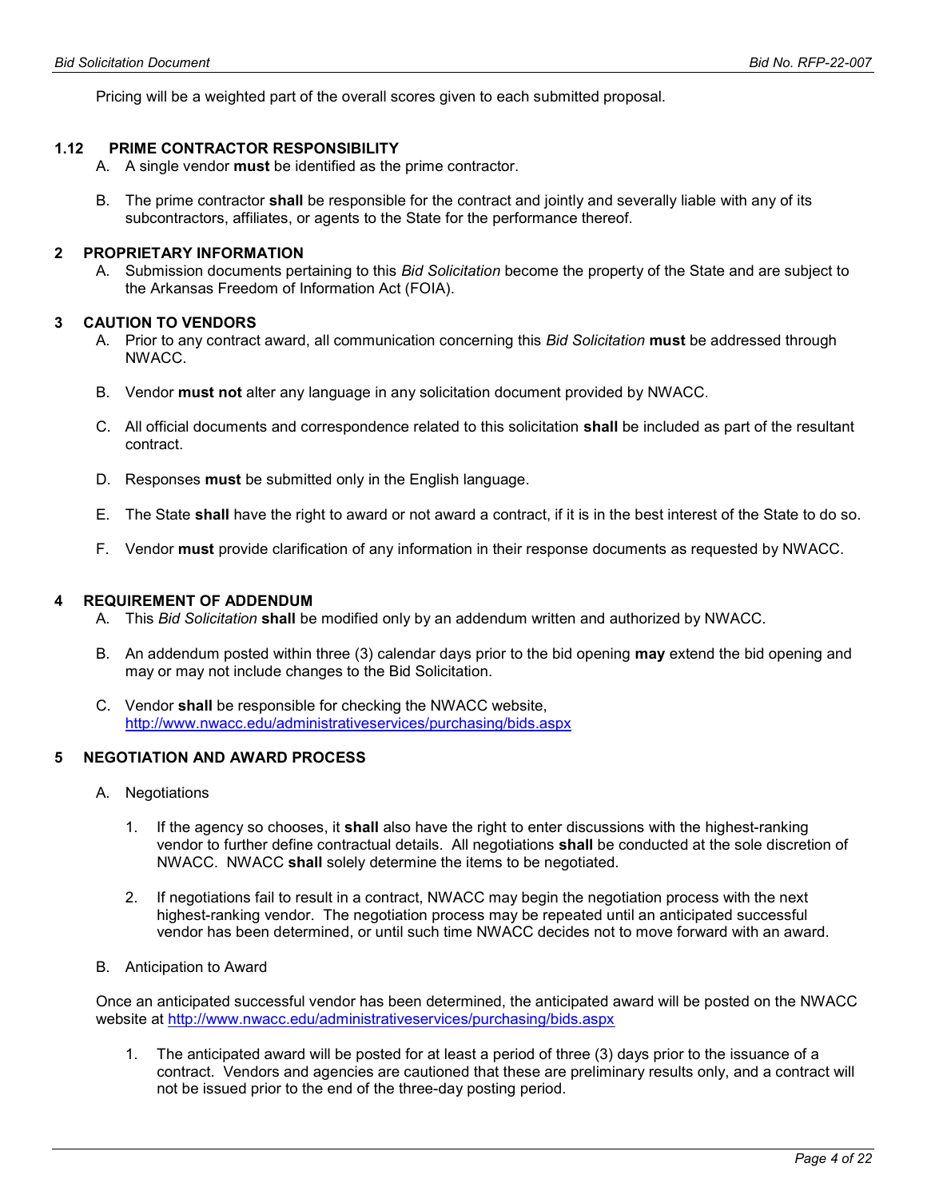Pricing will be a weighted part of the overall scores given to each submitted proposal.

### 1.12 PRIME CONTRACTOR RESPONSIBILITY

A. A single vendor **must** be identified as the prime contractor.

B. The prime contractor **shall** be responsible for the contract and jointly and severally liable with any of its subcontractors, affiliates, or agents to the State for the performance thereof.

## 2 PROPRIETARY INFORMATION

A. Submission documents pertaining to this *Bid Solicitation* become the property of the State and are subject to the Arkansas Freedom of Information Act (FOIA).

## 3 CAUTION TO VENDORS

A. Prior to any contract award, all communication concerning this *Bid Solicitation* **must** be addressed through NWACC.

B. Vendor **must not** alter any language in any solicitation document provided by NWACC.

C. All official documents and correspondence related to this solicitation **shall** be included as part of the resultant contract.

D. Responses **must** be submitted only in the English language.

E. The State **shall** have the right to award or not award a contract, if it is in the best interest of the State to do so.

F. Vendor **must** provide clarification of any information in their response documents as requested by NWACC.

## 4 REQUIREMENT OF ADDENDUM

A. This *Bid Solicitation* **shall** be modified only by an addendum written and authorized by NWACC.

B. An addendum posted within three (3) calendar days prior to the bid opening **may** extend the bid opening and may or may not include changes to the Bid Solicitation.

C. Vendor **shall** be responsible for checking the NWACC website, http://www.nwacc.edu/administrativeservices/purchasing/bids.aspx

## 5 NEGOTIATION AND AWARD PROCESS

A. Negotiations

1. If the agency so chooses, it **shall** also have the right to enter discussions with the highest-ranking vendor to further define contractual details. All negotiations **shall** be conducted at the sole discretion of NWACC. NWACC **shall** solely determine the items to be negotiated.

2. If negotiations fail to result in a contract, NWACC may begin the negotiation process with the next highest-ranking vendor. The negotiation process may be repeated until an anticipated successful vendor has been determined, or until such time NWACC decides not to move forward with an award.

B. Anticipation to Award

Once an anticipated successful vendor has been determined, the anticipated award will be posted on the NWACC website at http://www.nwacc.edu/administrativeservices/purchasing/bids.aspx

1. The anticipated award will be posted for at least a period of three (3) days prior to the issuance of a contract. Vendors and agencies are cautioned that these are preliminary results only, and a contract will not be issued prior to the end of the three-day posting period.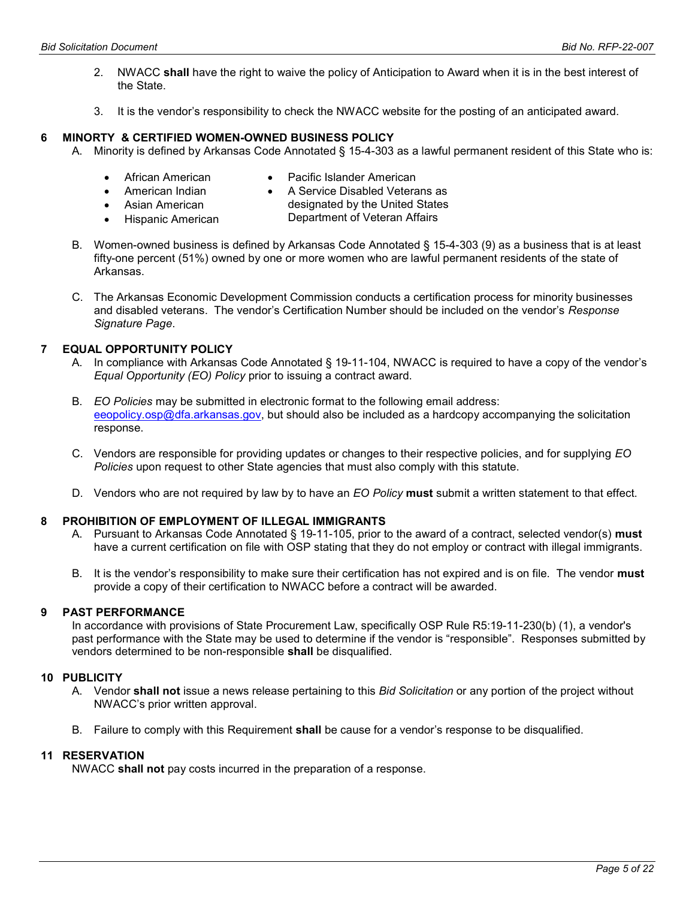2. NWACC **shall** have the right to waive the policy of Anticipation to Award when it is in the best interest of the State.

3. It is the vendor's responsibility to check the NWACC website for the posting of an anticipated award.

## 6 MINORTY & CERTIFIED WOMEN-OWNED BUSINESS POLICY

A. Minority is defined by Arkansas Code Annotated § 15-4-303 as a lawful permanent resident of this State who is:

- African American
- American Indian
- Asian American
- Hispanic American
- Pacific Islander American
- A Service Disabled Veterans as designated by the United States Department of Veteran Affairs

B. Women-owned business is defined by Arkansas Code Annotated § 15-4-303 (9) as a business that is at least fifty-one percent (51%) owned by one or more women who are lawful permanent residents of the state of Arkansas.

C. The Arkansas Economic Development Commission conducts a certification process for minority businesses and disabled veterans. The vendor's Certification Number should be included on the vendor's *Response Signature Page*.

## 7 EQUAL OPPORTUNITY POLICY

A. In compliance with Arkansas Code Annotated § 19-11-104, NWACC is required to have a copy of the vendor's *Equal Opportunity (EO) Policy* prior to issuing a contract award.

B. *EO Policies* may be submitted in electronic format to the following email address: eeopolicy.osp@dfa.arkansas.gov, but should also be included as a hardcopy accompanying the solicitation response.

C. Vendors are responsible for providing updates or changes to their respective policies, and for supplying *EO Policies* upon request to other State agencies that must also comply with this statute.

D. Vendors who are not required by law by to have an *EO Policy* **must** submit a written statement to that effect.

## 8 PROHIBITION OF EMPLOYMENT OF ILLEGAL IMMIGRANTS

A. Pursuant to Arkansas Code Annotated § 19-11-105, prior to the award of a contract, selected vendor(s) **must** have a current certification on file with OSP stating that they do not employ or contract with illegal immigrants.

B. It is the vendor's responsibility to make sure their certification has not expired and is on file. The vendor **must** provide a copy of their certification to NWACC before a contract will be awarded.

## 9 PAST PERFORMANCE

In accordance with provisions of State Procurement Law, specifically OSP Rule R5:19-11-230(b) (1), a vendor's past performance with the State may be used to determine if the vendor is "responsible". Responses submitted by vendors determined to be non-responsible **shall** be disqualified.

## 10 PUBLICITY

A. Vendor **shall not** issue a news release pertaining to this *Bid Solicitation* or any portion of the project without NWACC's prior written approval.

B. Failure to comply with this Requirement **shall** be cause for a vendor's response to be disqualified.

## 11 RESERVATION

NWACC **shall not** pay costs incurred in the preparation of a response.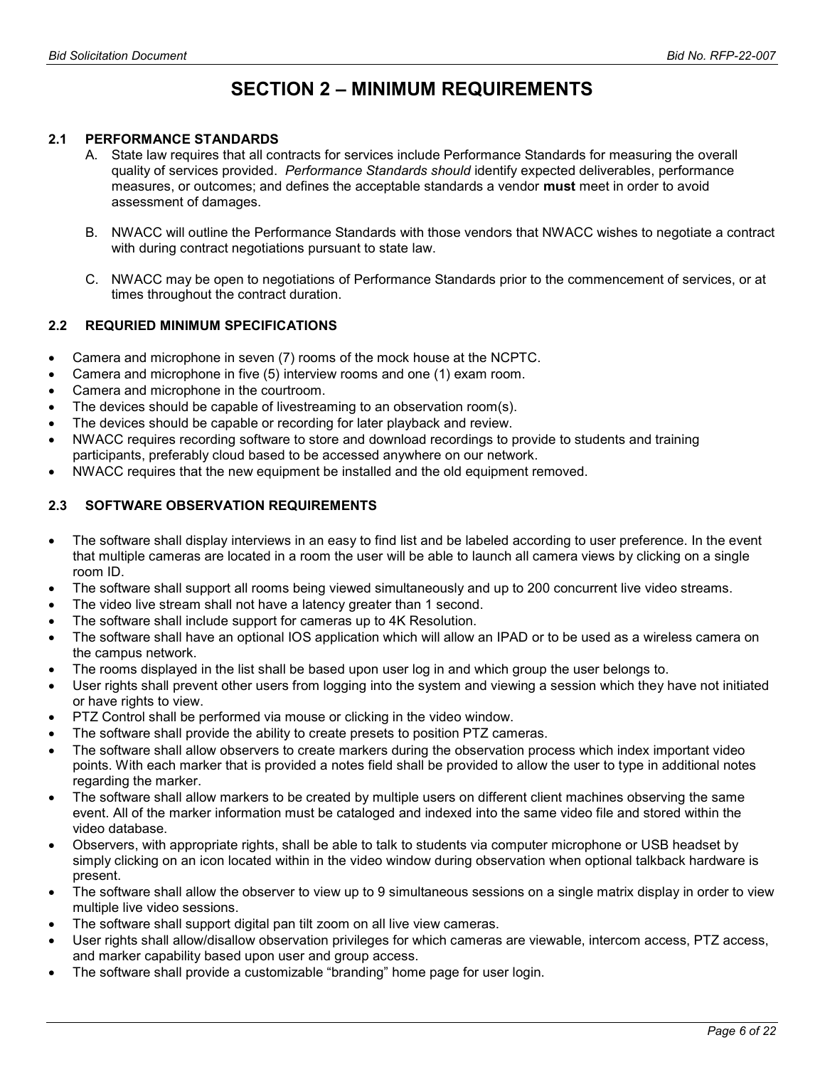# SECTION 2 – MINIMUM REQUIREMENTS

### 2.1 PERFORMANCE STANDARDS

A. State law requires that all contracts for services include Performance Standards for measuring the overall quality of services provided. *Performance Standards should* identify expected deliverables, performance measures, or outcomes; and defines the acceptable standards a vendor **must** meet in order to avoid assessment of damages.

B. NWACC will outline the Performance Standards with those vendors that NWACC wishes to negotiate a contract with during contract negotiations pursuant to state law.

C. NWACC may be open to negotiations of Performance Standards prior to the commencement of services, or at times throughout the contract duration.

### 2.2 REQURIED MINIMUM SPECIFICATIONS

- Camera and microphone in seven (7) rooms of the mock house at the NCPTC.
- Camera and microphone in five (5) interview rooms and one (1) exam room.
- Camera and microphone in the courtroom.
- The devices should be capable of livestreaming to an observation room(s).
- The devices should be capable or recording for later playback and review.
- NWACC requires recording software to store and download recordings to provide to students and training participants, preferably cloud based to be accessed anywhere on our network.
- NWACC requires that the new equipment be installed and the old equipment removed.

### 2.3 SOFTWARE OBSERVATION REQUIREMENTS

- The software shall display interviews in an easy to find list and be labeled according to user preference. In the event that multiple cameras are located in a room the user will be able to launch all camera views by clicking on a single room ID.
- The software shall support all rooms being viewed simultaneously and up to 200 concurrent live video streams.
- The video live stream shall not have a latency greater than 1 second.
- The software shall include support for cameras up to 4K Resolution.
- The software shall have an optional IOS application which will allow an IPAD or to be used as a wireless camera on the campus network.
- The rooms displayed in the list shall be based upon user log in and which group the user belongs to.
- User rights shall prevent other users from logging into the system and viewing a session which they have not initiated or have rights to view.
- PTZ Control shall be performed via mouse or clicking in the video window.
- The software shall provide the ability to create presets to position PTZ cameras.
- The software shall allow observers to create markers during the observation process which index important video points. With each marker that is provided a notes field shall be provided to allow the user to type in additional notes regarding the marker.
- The software shall allow markers to be created by multiple users on different client machines observing the same event. All of the marker information must be cataloged and indexed into the same video file and stored within the video database.
- Observers, with appropriate rights, shall be able to talk to students via computer microphone or USB headset by simply clicking on an icon located within in the video window during observation when optional talkback hardware is present.
- The software shall allow the observer to view up to 9 simultaneous sessions on a single matrix display in order to view multiple live video sessions.
- The software shall support digital pan tilt zoom on all live view cameras.
- User rights shall allow/disallow observation privileges for which cameras are viewable, intercom access, PTZ access, and marker capability based upon user and group access.
- The software shall provide a customizable "branding" home page for user login.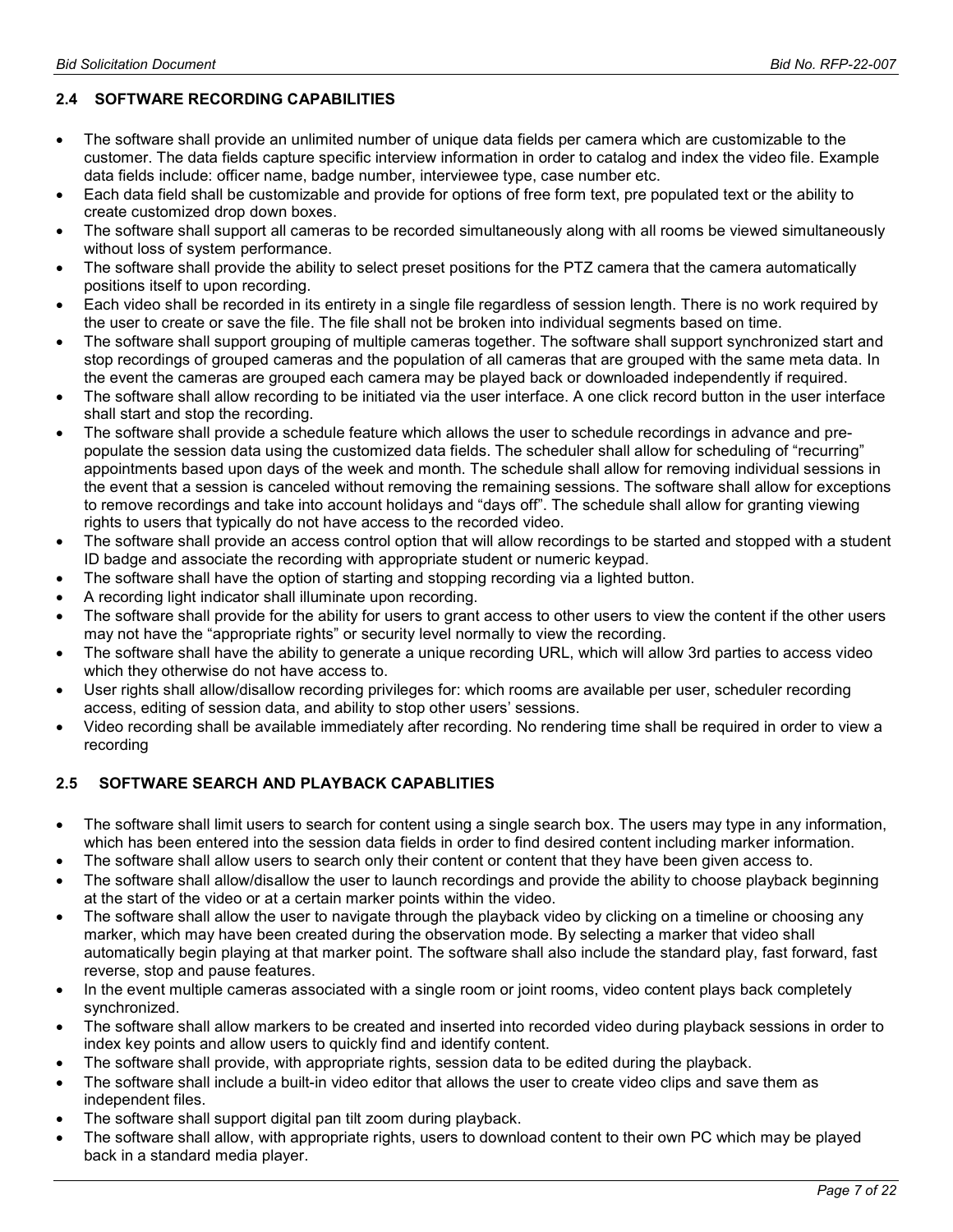## 2.4 SOFTWARE RECORDING CAPABILITIES

- The software shall provide an unlimited number of unique data fields per camera which are customizable to the customer. The data fields capture specific interview information in order to catalog and index the video file. Example data fields include: officer name, badge number, interviewee type, case number etc.
- Each data field shall be customizable and provide for options of free form text, pre populated text or the ability to create customized drop down boxes.
- The software shall support all cameras to be recorded simultaneously along with all rooms be viewed simultaneously without loss of system performance.
- The software shall provide the ability to select preset positions for the PTZ camera that the camera automatically positions itself to upon recording.
- Each video shall be recorded in its entirety in a single file regardless of session length. There is no work required by the user to create or save the file. The file shall not be broken into individual segments based on time.
- The software shall support grouping of multiple cameras together. The software shall support synchronized start and stop recordings of grouped cameras and the population of all cameras that are grouped with the same meta data. In the event the cameras are grouped each camera may be played back or downloaded independently if required.
- The software shall allow recording to be initiated via the user interface. A one click record button in the user interface shall start and stop the recording.
- The software shall provide a schedule feature which allows the user to schedule recordings in advance and pre-populate the session data using the customized data fields. The scheduler shall allow for scheduling of “recurring” appointments based upon days of the week and month. The schedule shall allow for removing individual sessions in the event that a session is canceled without removing the remaining sessions. The software shall allow for exceptions to remove recordings and take into account holidays and “days off”. The schedule shall allow for granting viewing rights to users that typically do not have access to the recorded video.
- The software shall provide an access control option that will allow recordings to be started and stopped with a student ID badge and associate the recording with appropriate student or numeric keypad.
- The software shall have the option of starting and stopping recording via a lighted button.
- A recording light indicator shall illuminate upon recording.
- The software shall provide for the ability for users to grant access to other users to view the content if the other users may not have the “appropriate rights” or security level normally to view the recording.
- The software shall have the ability to generate a unique recording URL, which will allow 3rd parties to access video which they otherwise do not have access to.
- User rights shall allow/disallow recording privileges for: which rooms are available per user, scheduler recording access, editing of session data, and ability to stop other users’ sessions.
- Video recording shall be available immediately after recording. No rendering time shall be required in order to view a recording

## 2.5 SOFTWARE SEARCH AND PLAYBACK CAPABLITIES

- The software shall limit users to search for content using a single search box. The users may type in any information, which has been entered into the session data fields in order to find desired content including marker information.
- The software shall allow users to search only their content or content that they have been given access to.
- The software shall allow/disallow the user to launch recordings and provide the ability to choose playback beginning at the start of the video or at a certain marker points within the video.
- The software shall allow the user to navigate through the playback video by clicking on a timeline or choosing any marker, which may have been created during the observation mode. By selecting a marker that video shall automatically begin playing at that marker point. The software shall also include the standard play, fast forward, fast reverse, stop and pause features.
- In the event multiple cameras associated with a single room or joint rooms, video content plays back completely synchronized.
- The software shall allow markers to be created and inserted into recorded video during playback sessions in order to index key points and allow users to quickly find and identify content.
- The software shall provide, with appropriate rights, session data to be edited during the playback.
- The software shall include a built-in video editor that allows the user to create video clips and save them as independent files.
- The software shall support digital pan tilt zoom during playback.
- The software shall allow, with appropriate rights, users to download content to their own PC which may be played back in a standard media player.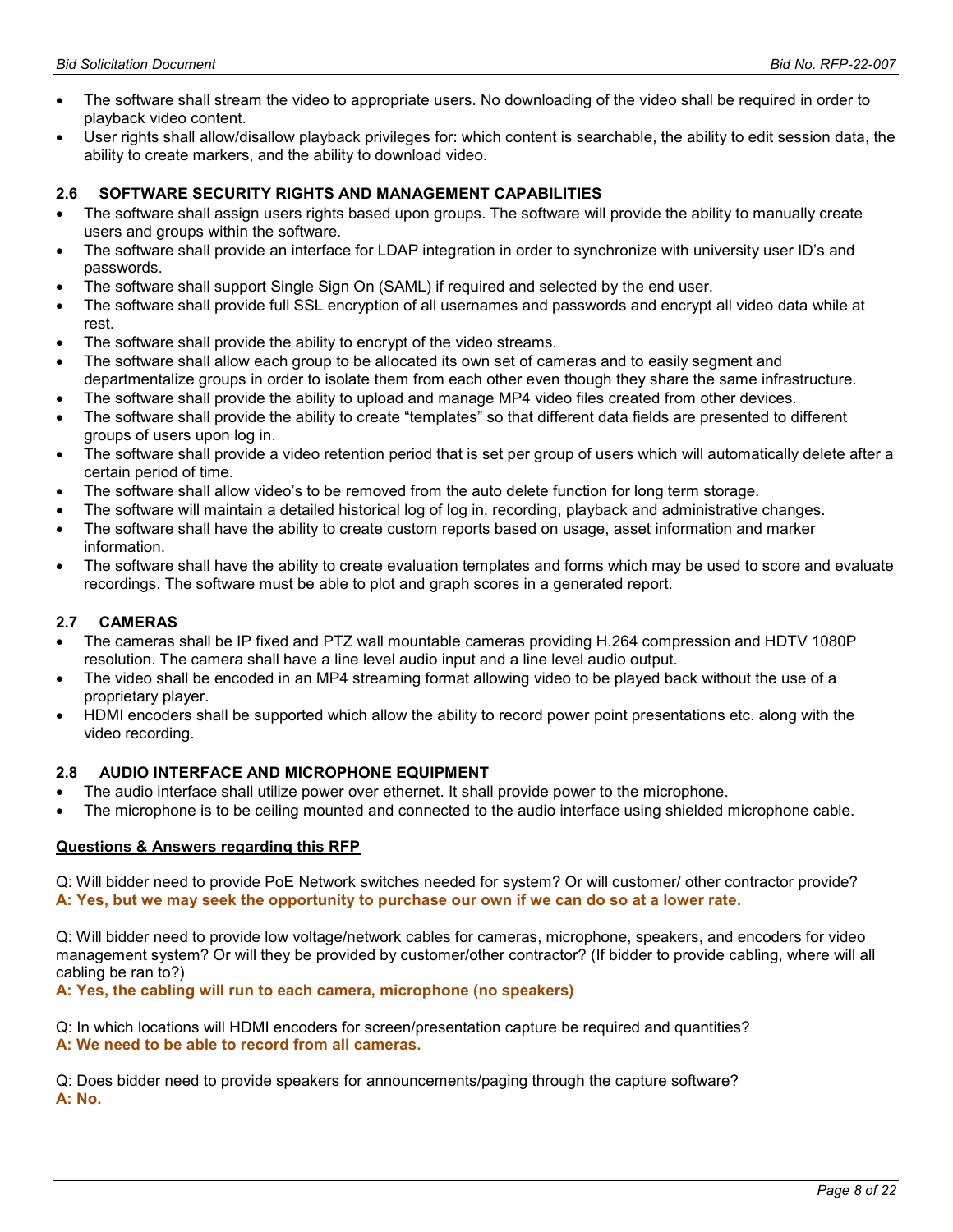- The software shall stream the video to appropriate users. No downloading of the video shall be required in order to playback video content.
- User rights shall allow/disallow playback privileges for: which content is searchable, the ability to edit session data, the ability to create markers, and the ability to download video.

### 2.6 SOFTWARE SECURITY RIGHTS AND MANAGEMENT CAPABILITIES

- The software shall assign users rights based upon groups. The software will provide the ability to manually create users and groups within the software.
- The software shall provide an interface for LDAP integration in order to synchronize with university user ID's and passwords.
- The software shall support Single Sign On (SAML) if required and selected by the end user.
- The software shall provide full SSL encryption of all usernames and passwords and encrypt all video data while at rest.
- The software shall provide the ability to encrypt of the video streams.
- The software shall allow each group to be allocated its own set of cameras and to easily segment and departmentalize groups in order to isolate them from each other even though they share the same infrastructure.
- The software shall provide the ability to upload and manage MP4 video files created from other devices.
- The software shall provide the ability to create "templates" so that different data fields are presented to different groups of users upon log in.
- The software shall provide a video retention period that is set per group of users which will automatically delete after a certain period of time.
- The software shall allow video's to be removed from the auto delete function for long term storage.
- The software will maintain a detailed historical log of log in, recording, playback and administrative changes.
- The software shall have the ability to create custom reports based on usage, asset information and marker information.
- The software shall have the ability to create evaluation templates and forms which may be used to score and evaluate recordings. The software must be able to plot and graph scores in a generated report.

### 2.7 CAMERAS

- The cameras shall be IP fixed and PTZ wall mountable cameras providing H.264 compression and HDTV 1080P resolution. The camera shall have a line level audio input and a line level audio output.
- The video shall be encoded in an MP4 streaming format allowing video to be played back without the use of a proprietary player.
- HDMI encoders shall be supported which allow the ability to record power point presentations etc. along with the video recording.

### 2.8 AUDIO INTERFACE AND MICROPHONE EQUIPMENT

- The audio interface shall utilize power over ethernet. It shall provide power to the microphone.
- The microphone is to be ceiling mounted and connected to the audio interface using shielded microphone cable.

**Questions & Answers regarding this RFP**

Q: Will bidder need to provide PoE Network switches needed for system? Or will customer/ other contractor provide?
**A: Yes, but we may seek the opportunity to purchase our own if we can do so at a lower rate.**

Q: Will bidder need to provide low voltage/network cables for cameras, microphone, speakers, and encoders for video management system? Or will they be provided by customer/other contractor? (If bidder to provide cabling, where will all cabling be ran to?)
**A: Yes, the cabling will run to each camera, microphone (no speakers)**

Q: In which locations will HDMI encoders for screen/presentation capture be required and quantities?
**A: We need to be able to record from all cameras.**

Q: Does bidder need to provide speakers for announcements/paging through the capture software?
**A: No.**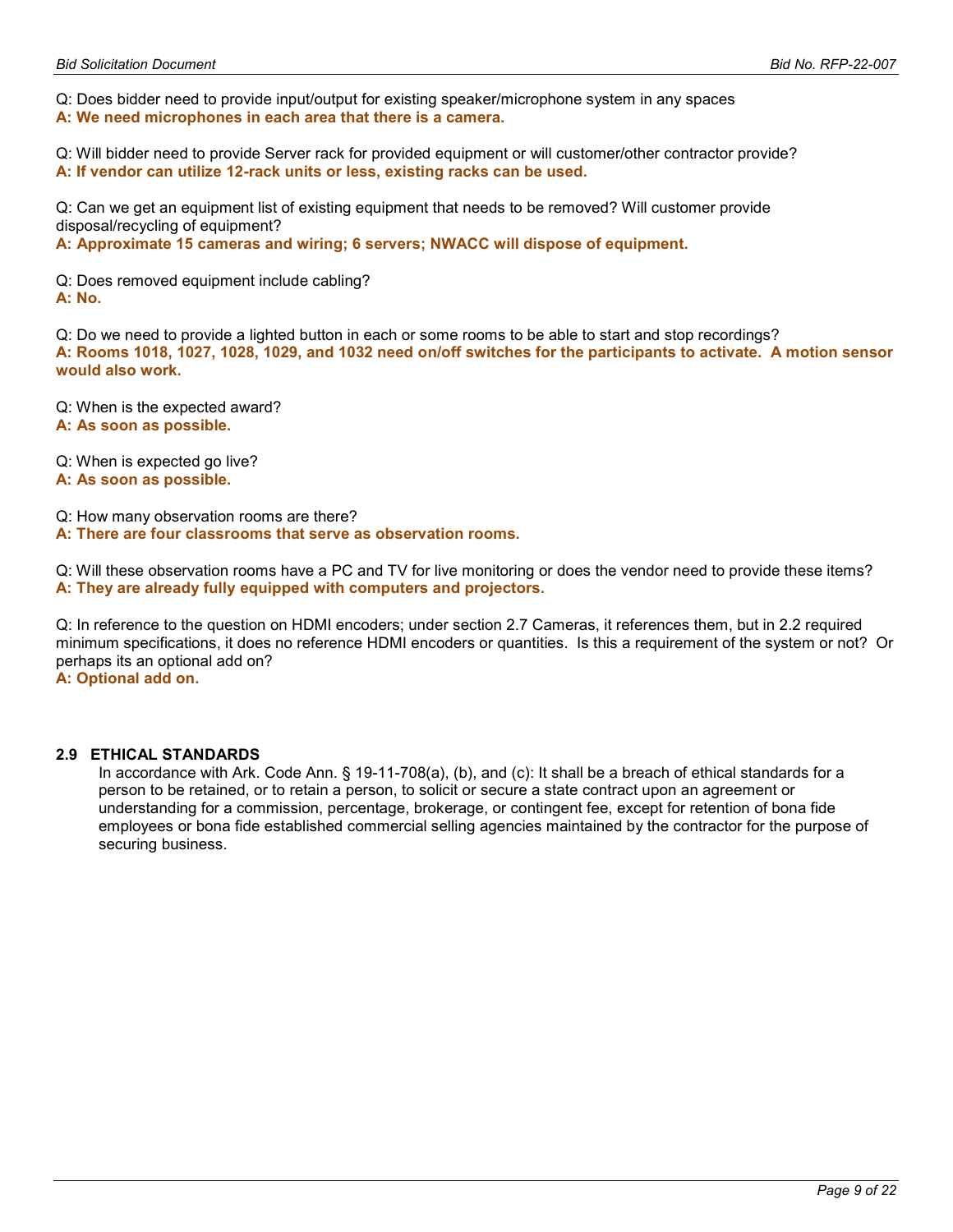Q: Does bidder need to provide input/output for existing speaker/microphone system in any spaces
**A: We need microphones in each area that there is a camera.**

Q: Will bidder need to provide Server rack for provided equipment or will customer/other contractor provide?
**A: If vendor can utilize 12-rack units or less, existing racks can be used.**

Q: Can we get an equipment list of existing equipment that needs to be removed? Will customer provide disposal/recycling of equipment?
**A: Approximate 15 cameras and wiring; 6 servers; NWACC will dispose of equipment.**

Q: Does removed equipment include cabling?
**A: No.**

Q: Do we need to provide a lighted button in each or some rooms to be able to start and stop recordings?
**A: Rooms 1018, 1027, 1028, 1029, and 1032 need on/off switches for the participants to activate. A motion sensor would also work.**

Q: When is the expected award?
**A: As soon as possible.**

Q: When is expected go live?
**A: As soon as possible.**

Q: How many observation rooms are there?
**A: There are four classrooms that serve as observation rooms.**

Q: Will these observation rooms have a PC and TV for live monitoring or does the vendor need to provide these items?
**A: They are already fully equipped with computers and projectors.**

Q: In reference to the question on HDMI encoders; under section 2.7 Cameras, it references them, but in 2.2 required minimum specifications, it does no reference HDMI encoders or quantities. Is this a requirement of the system or not? Or perhaps its an optional add on?
**A: Optional add on.**

### 2.9 ETHICAL STANDARDS

In accordance with Ark. Code Ann. § 19-11-708(a), (b), and (c): It shall be a breach of ethical standards for a person to be retained, or to retain a person, to solicit or secure a state contract upon an agreement or understanding for a commission, percentage, brokerage, or contingent fee, except for retention of bona fide employees or bona fide established commercial selling agencies maintained by the contractor for the purpose of securing business.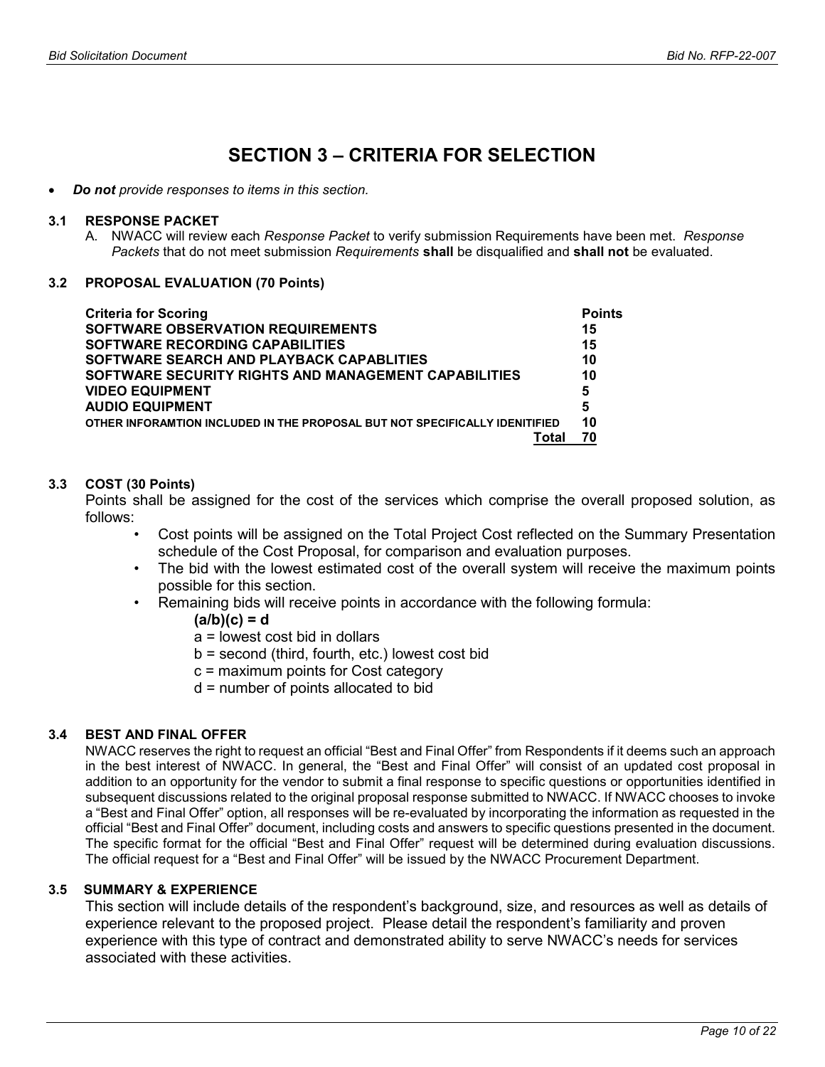# SECTION 3 – CRITERIA FOR SELECTION

- ***Do not*** *provide responses to items in this section.*

### 3.1 RESPONSE PACKET

A. NWACC will review each *Response Packet* to verify submission Requirements have been met. *Response Packets* that do not meet submission *Requirements* **shall** be disqualified and **shall not** be evaluated.

### 3.2 PROPOSAL EVALUATION (70 Points)

| Criteria for Scoring | Points |
|---|---|
| SOFTWARE OBSERVATION REQUIREMENTS | 15 |
| SOFTWARE RECORDING CAPABILITIES | 15 |
| SOFTWARE SEARCH AND PLAYBACK CAPABLITIES | 10 |
| SOFTWARE SECURITY RIGHTS AND MANAGEMENT CAPABILITIES | 10 |
| VIDEO EQUIPMENT | 5 |
| AUDIO EQUIPMENT | 5 |
| OTHER INFORAMTION INCLUDED IN THE PROPOSAL BUT NOT SPECIFICALLY IDENITIFIED | 10 |
| Total | 70 |

### 3.3 COST (30 Points)

Points shall be assigned for the cost of the services which comprise the overall proposed solution, as follows:

- Cost points will be assigned on the Total Project Cost reflected on the Summary Presentation schedule of the Cost Proposal, for comparison and evaluation purposes.
- The bid with the lowest estimated cost of the overall system will receive the maximum points possible for this section.
- Remaining bids will receive points in accordance with the following formula:

  **(a/b)(c) = d**

  a = lowest cost bid in dollars

  b = second (third, fourth, etc.) lowest cost bid

  c = maximum points for Cost category

  d = number of points allocated to bid

### 3.4 BEST AND FINAL OFFER

NWACC reserves the right to request an official "Best and Final Offer" from Respondents if it deems such an approach in the best interest of NWACC. In general, the "Best and Final Offer" will consist of an updated cost proposal in addition to an opportunity for the vendor to submit a final response to specific questions or opportunities identified in subsequent discussions related to the original proposal response submitted to NWACC. If NWACC chooses to invoke a "Best and Final Offer" option, all responses will be re-evaluated by incorporating the information as requested in the official "Best and Final Offer" document, including costs and answers to specific questions presented in the document. The specific format for the official "Best and Final Offer" request will be determined during evaluation discussions. The official request for a "Best and Final Offer" will be issued by the NWACC Procurement Department.

### 3.5 SUMMARY & EXPERIENCE

This section will include details of the respondent's background, size, and resources as well as details of experience relevant to the proposed project. Please detail the respondent's familiarity and proven experience with this type of contract and demonstrated ability to serve NWACC's needs for services associated with these activities.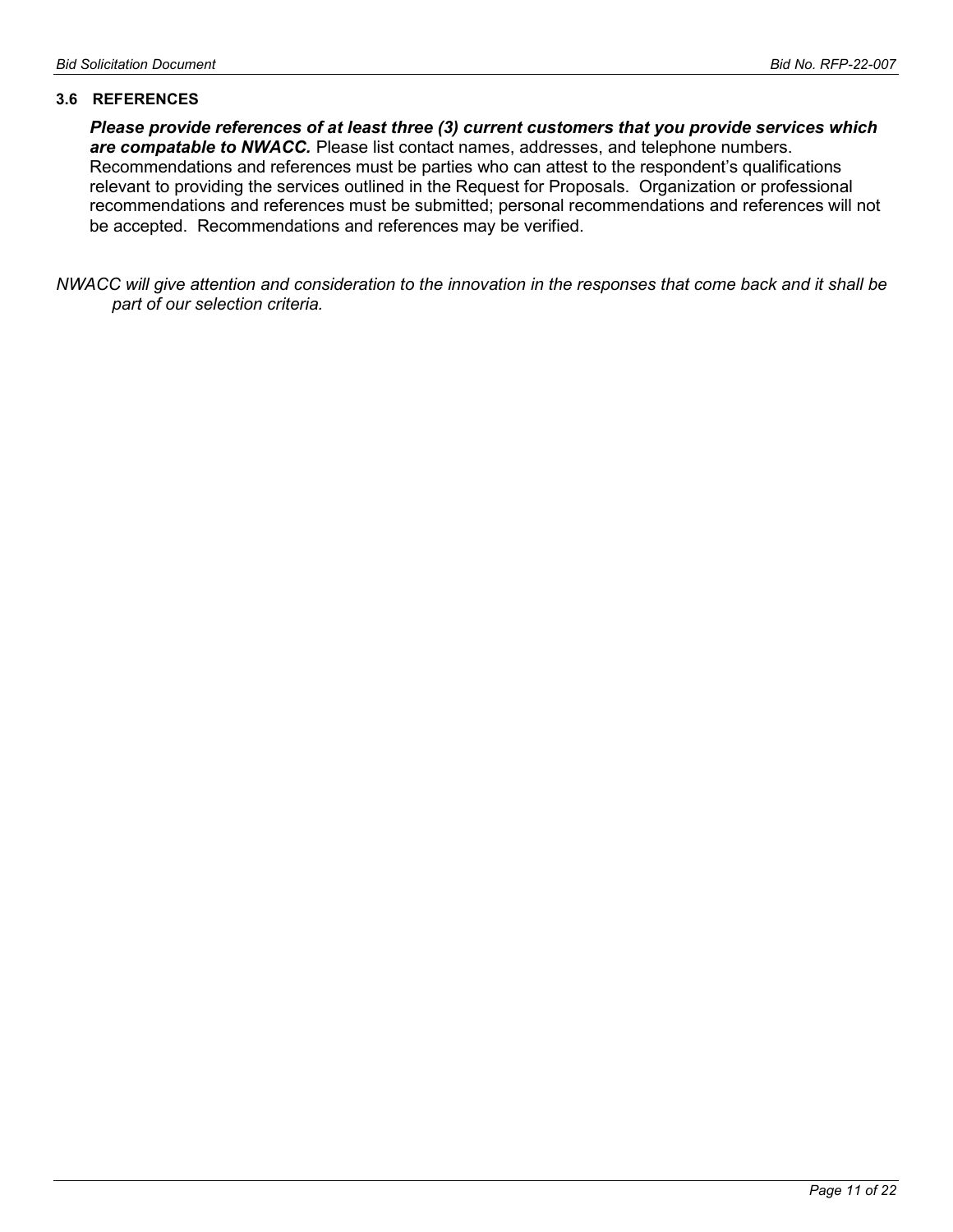### 3.6 REFERENCES

***Please provide references of at least three (3) current customers that you provide services which are compatable to NWACC.*** Please list contact names, addresses, and telephone numbers. Recommendations and references must be parties who can attest to the respondent's qualifications relevant to providing the services outlined in the Request for Proposals. Organization or professional recommendations and references must be submitted; personal recommendations and references will not be accepted. Recommendations and references may be verified.

*NWACC will give attention and consideration to the innovation in the responses that come back and it shall be part of our selection criteria.*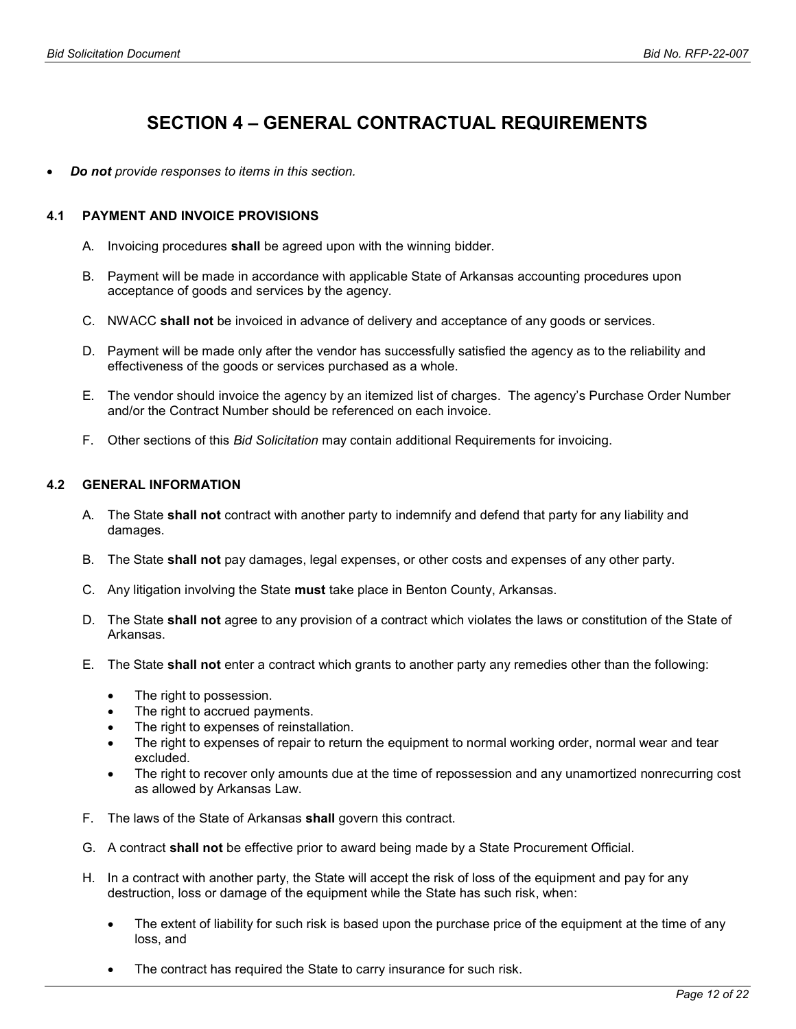# SECTION 4 – GENERAL CONTRACTUAL REQUIREMENTS

- ***Do not** provide responses to items in this section.*

## 4.1 PAYMENT AND INVOICE PROVISIONS

A. Invoicing procedures **shall** be agreed upon with the winning bidder.

B. Payment will be made in accordance with applicable State of Arkansas accounting procedures upon acceptance of goods and services by the agency.

C. NWACC **shall not** be invoiced in advance of delivery and acceptance of any goods or services.

D. Payment will be made only after the vendor has successfully satisfied the agency as to the reliability and effectiveness of the goods or services purchased as a whole.

E. The vendor should invoice the agency by an itemized list of charges. The agency's Purchase Order Number and/or the Contract Number should be referenced on each invoice.

F. Other sections of this *Bid Solicitation* may contain additional Requirements for invoicing.

## 4.2 GENERAL INFORMATION

A. The State **shall not** contract with another party to indemnify and defend that party for any liability and damages.

B. The State **shall not** pay damages, legal expenses, or other costs and expenses of any other party.

C. Any litigation involving the State **must** take place in Benton County, Arkansas.

D. The State **shall not** agree to any provision of a contract which violates the laws or constitution of the State of Arkansas.

E. The State **shall not** enter a contract which grants to another party any remedies other than the following:

- The right to possession.
- The right to accrued payments.
- The right to expenses of reinstallation.
- The right to expenses of repair to return the equipment to normal working order, normal wear and tear excluded.
- The right to recover only amounts due at the time of repossession and any unamortized nonrecurring cost as allowed by Arkansas Law.

F. The laws of the State of Arkansas **shall** govern this contract.

G. A contract **shall not** be effective prior to award being made by a State Procurement Official.

H. In a contract with another party, the State will accept the risk of loss of the equipment and pay for any destruction, loss or damage of the equipment while the State has such risk, when:

- The extent of liability for such risk is based upon the purchase price of the equipment at the time of any loss, and
- The contract has required the State to carry insurance for such risk.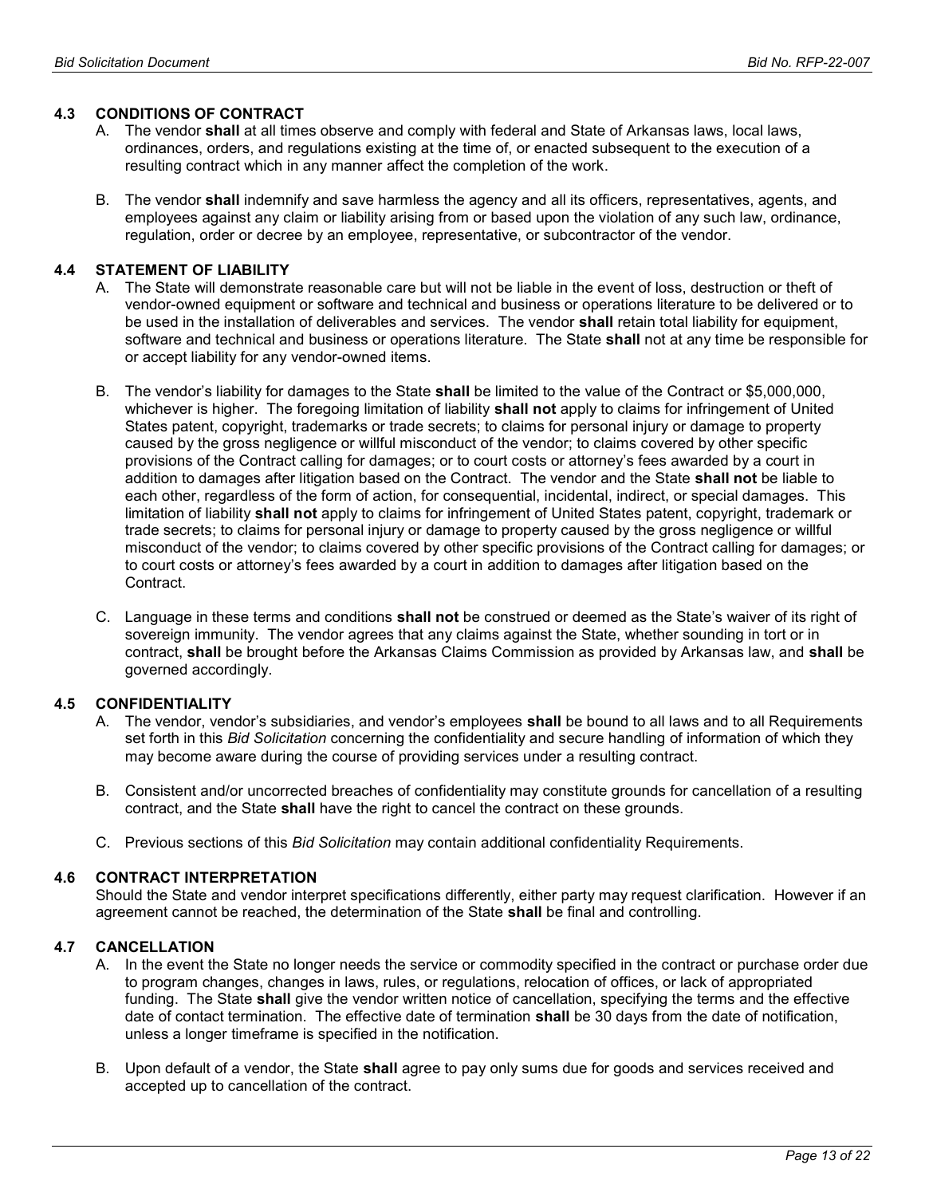### 4.3 CONDITIONS OF CONTRACT

A. The vendor **shall** at all times observe and comply with federal and State of Arkansas laws, local laws, ordinances, orders, and regulations existing at the time of, or enacted subsequent to the execution of a resulting contract which in any manner affect the completion of the work.

B. The vendor **shall** indemnify and save harmless the agency and all its officers, representatives, agents, and employees against any claim or liability arising from or based upon the violation of any such law, ordinance, regulation, order or decree by an employee, representative, or subcontractor of the vendor.

### 4.4 STATEMENT OF LIABILITY

A. The State will demonstrate reasonable care but will not be liable in the event of loss, destruction or theft of vendor-owned equipment or software and technical and business or operations literature to be delivered or to be used in the installation of deliverables and services. The vendor **shall** retain total liability for equipment, software and technical and business or operations literature. The State **shall** not at any time be responsible for or accept liability for any vendor-owned items.

B. The vendor's liability for damages to the State **shall** be limited to the value of the Contract or $5,000,000, whichever is higher. The foregoing limitation of liability **shall not** apply to claims for infringement of United States patent, copyright, trademarks or trade secrets; to claims for personal injury or damage to property caused by the gross negligence or willful misconduct of the vendor; to claims covered by other specific provisions of the Contract calling for damages; or to court costs or attorney's fees awarded by a court in addition to damages after litigation based on the Contract. The vendor and the State **shall not** be liable to each other, regardless of the form of action, for consequential, incidental, indirect, or special damages. This limitation of liability **shall not** apply to claims for infringement of United States patent, copyright, trademark or trade secrets; to claims for personal injury or damage to property caused by the gross negligence or willful misconduct of the vendor; to claims covered by other specific provisions of the Contract calling for damages; or to court costs or attorney's fees awarded by a court in addition to damages after litigation based on the Contract.

C. Language in these terms and conditions **shall not** be construed or deemed as the State's waiver of its right of sovereign immunity. The vendor agrees that any claims against the State, whether sounding in tort or in contract, **shall** be brought before the Arkansas Claims Commission as provided by Arkansas law, and **shall** be governed accordingly.

### 4.5 CONFIDENTIALITY

A. The vendor, vendor's subsidiaries, and vendor's employees **shall** be bound to all laws and to all Requirements set forth in this *Bid Solicitation* concerning the confidentiality and secure handling of information of which they may become aware during the course of providing services under a resulting contract.

B. Consistent and/or uncorrected breaches of confidentiality may constitute grounds for cancellation of a resulting contract, and the State **shall** have the right to cancel the contract on these grounds.

C. Previous sections of this *Bid Solicitation* may contain additional confidentiality Requirements.

### 4.6 CONTRACT INTERPRETATION

Should the State and vendor interpret specifications differently, either party may request clarification. However if an agreement cannot be reached, the determination of the State **shall** be final and controlling.

### 4.7 CANCELLATION

A. In the event the State no longer needs the service or commodity specified in the contract or purchase order due to program changes, changes in laws, rules, or regulations, relocation of offices, or lack of appropriated funding. The State **shall** give the vendor written notice of cancellation, specifying the terms and the effective date of contact termination. The effective date of termination **shall** be 30 days from the date of notification, unless a longer timeframe is specified in the notification.

B. Upon default of a vendor, the State **shall** agree to pay only sums due for goods and services received and accepted up to cancellation of the contract.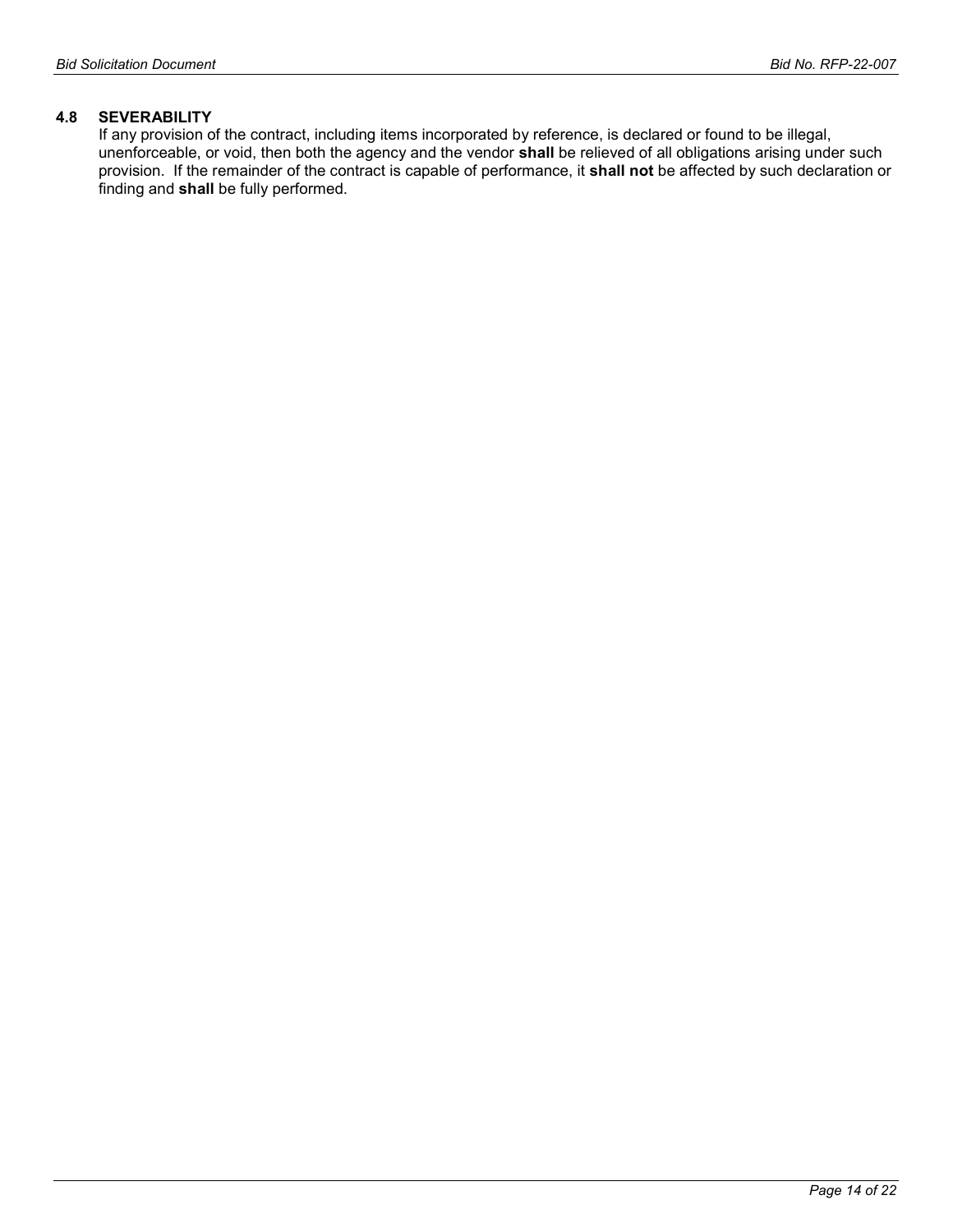### 4.8 SEVERABILITY

If any provision of the contract, including items incorporated by reference, is declared or found to be illegal, unenforceable, or void, then both the agency and the vendor **shall** be relieved of all obligations arising under such provision. If the remainder of the contract is capable of performance, it **shall not** be affected by such declaration or finding and **shall** be fully performed.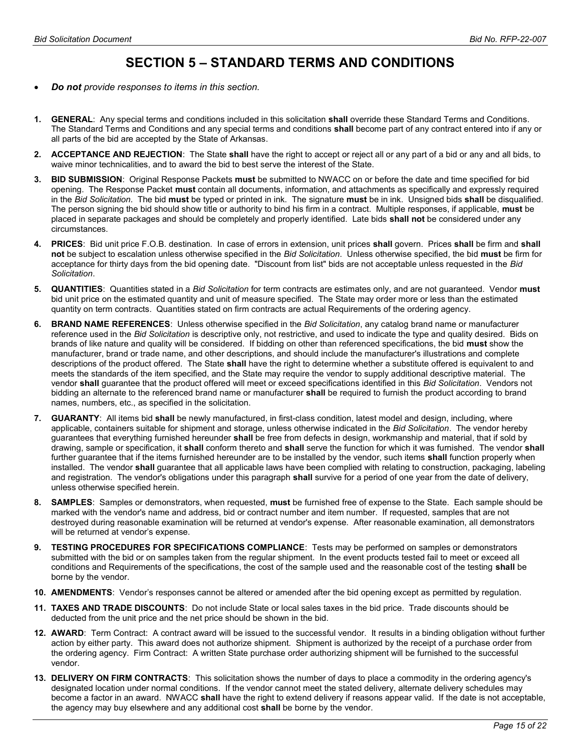# SECTION 5 – STANDARD TERMS AND CONDITIONS

- ***Do not** provide responses to items in this section.*

1. **GENERAL**: Any special terms and conditions included in this solicitation **shall** override these Standard Terms and Conditions. The Standard Terms and Conditions and any special terms and conditions **shall** become part of any contract entered into if any or all parts of the bid are accepted by the State of Arkansas.

2. **ACCEPTANCE AND REJECTION**: The State **shall** have the right to accept or reject all or any part of a bid or any and all bids, to waive minor technicalities, and to award the bid to best serve the interest of the State.

3. **BID SUBMISSION**: Original Response Packets **must** be submitted to NWACC on or before the date and time specified for bid opening. The Response Packet **must** contain all documents, information, and attachments as specifically and expressly required in the *Bid Solicitation*. The bid **must** be typed or printed in ink. The signature **must** be in ink. Unsigned bids **shall** be disqualified. The person signing the bid should show title or authority to bind his firm in a contract. Multiple responses, if applicable, **must** be placed in separate packages and should be completely and properly identified. Late bids **shall not** be considered under any circumstances.

4. **PRICES**: Bid unit price F.O.B. destination. In case of errors in extension, unit prices **shall** govern. Prices **shall** be firm and **shall not** be subject to escalation unless otherwise specified in the *Bid Solicitation*. Unless otherwise specified, the bid **must** be firm for acceptance for thirty days from the bid opening date. "Discount from list" bids are not acceptable unless requested in the *Bid Solicitation*.

5. **QUANTITIES**: Quantities stated in a *Bid Solicitation* for term contracts are estimates only, and are not guaranteed. Vendor **must** bid unit price on the estimated quantity and unit of measure specified. The State may order more or less than the estimated quantity on term contracts. Quantities stated on firm contracts are actual Requirements of the ordering agency.

6. **BRAND NAME REFERENCES**: Unless otherwise specified in the *Bid Solicitation*, any catalog brand name or manufacturer reference used in the *Bid Solicitation* is descriptive only, not restrictive, and used to indicate the type and quality desired. Bids on brands of like nature and quality will be considered. If bidding on other than referenced specifications, the bid **must** show the manufacturer, brand or trade name, and other descriptions, and should include the manufacturer's illustrations and complete descriptions of the product offered. The State **shall** have the right to determine whether a substitute offered is equivalent to and meets the standards of the item specified, and the State may require the vendor to supply additional descriptive material. The vendor **shall** guarantee that the product offered will meet or exceed specifications identified in this *Bid Solicitation*. Vendors not bidding an alternate to the referenced brand name or manufacturer **shall** be required to furnish the product according to brand names, numbers, etc., as specified in the solicitation.

7. **GUARANTY**: All items bid **shall** be newly manufactured, in first-class condition, latest model and design, including, where applicable, containers suitable for shipment and storage, unless otherwise indicated in the *Bid Solicitation*. The vendor hereby guarantees that everything furnished hereunder **shall** be free from defects in design, workmanship and material, that if sold by drawing, sample or specification, it **shall** conform thereto and **shall** serve the function for which it was furnished. The vendor **shall** further guarantee that if the items furnished hereunder are to be installed by the vendor, such items **shall** function properly when installed. The vendor **shall** guarantee that all applicable laws have been complied with relating to construction, packaging, labeling and registration. The vendor's obligations under this paragraph **shall** survive for a period of one year from the date of delivery, unless otherwise specified herein.

8. **SAMPLES**: Samples or demonstrators, when requested, **must** be furnished free of expense to the State. Each sample should be marked with the vendor's name and address, bid or contract number and item number. If requested, samples that are not destroyed during reasonable examination will be returned at vendor's expense. After reasonable examination, all demonstrators will be returned at vendor's expense.

9. **TESTING PROCEDURES FOR SPECIFICATIONS COMPLIANCE**: Tests may be performed on samples or demonstrators submitted with the bid or on samples taken from the regular shipment. In the event products tested fail to meet or exceed all conditions and Requirements of the specifications, the cost of the sample used and the reasonable cost of the testing **shall** be borne by the vendor.

10. **AMENDMENTS**: Vendor's responses cannot be altered or amended after the bid opening except as permitted by regulation.

11. **TAXES AND TRADE DISCOUNTS**: Do not include State or local sales taxes in the bid price. Trade discounts should be deducted from the unit price and the net price should be shown in the bid.

12. **AWARD**: Term Contract: A contract award will be issued to the successful vendor. It results in a binding obligation without further action by either party. This award does not authorize shipment. Shipment is authorized by the receipt of a purchase order from the ordering agency. Firm Contract: A written State purchase order authorizing shipment will be furnished to the successful vendor.

13. **DELIVERY ON FIRM CONTRACTS**: This solicitation shows the number of days to place a commodity in the ordering agency's designated location under normal conditions. If the vendor cannot meet the stated delivery, alternate delivery schedules may become a factor in an award. NWACC **shall** have the right to extend delivery if reasons appear valid. If the date is not acceptable, the agency may buy elsewhere and any additional cost **shall** be borne by the vendor.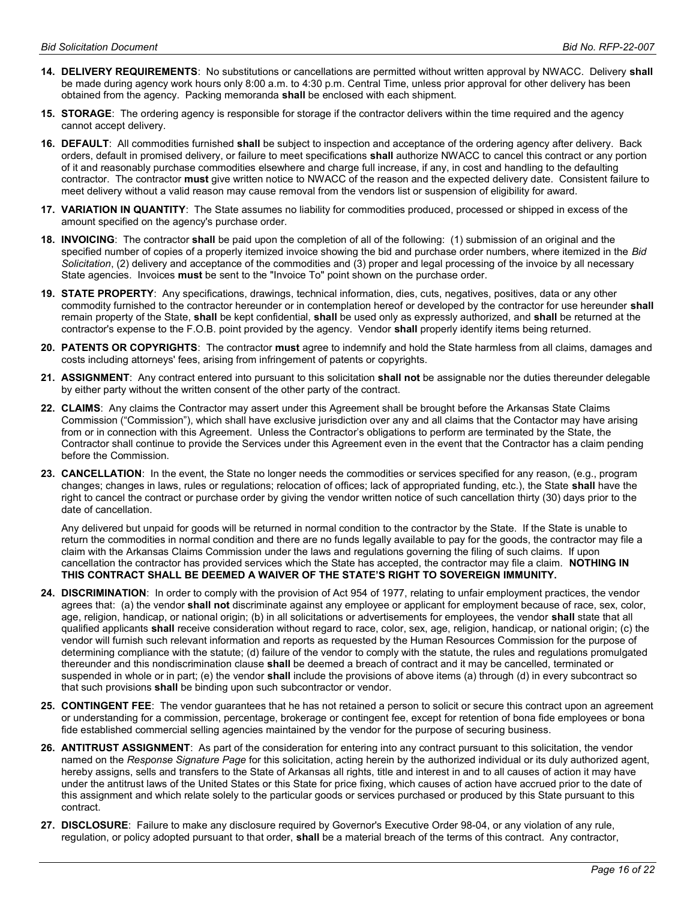14. **DELIVERY REQUIREMENTS**: No substitutions or cancellations are permitted without written approval by NWACC. Delivery **shall** be made during agency work hours only 8:00 a.m. to 4:30 p.m. Central Time, unless prior approval for other delivery has been obtained from the agency. Packing memoranda **shall** be enclosed with each shipment.

15. **STORAGE**: The ordering agency is responsible for storage if the contractor delivers within the time required and the agency cannot accept delivery.

16. **DEFAULT**: All commodities furnished **shall** be subject to inspection and acceptance of the ordering agency after delivery. Back orders, default in promised delivery, or failure to meet specifications **shall** authorize NWACC to cancel this contract or any portion of it and reasonably purchase commodities elsewhere and charge full increase, if any, in cost and handling to the defaulting contractor. The contractor **must** give written notice to NWACC of the reason and the expected delivery date. Consistent failure to meet delivery without a valid reason may cause removal from the vendors list or suspension of eligibility for award.

17. **VARIATION IN QUANTITY**: The State assumes no liability for commodities produced, processed or shipped in excess of the amount specified on the agency's purchase order.

18. **INVOICING**: The contractor **shall** be paid upon the completion of all of the following: (1) submission of an original and the specified number of copies of a properly itemized invoice showing the bid and purchase order numbers, where itemized in the *Bid Solicitation*, (2) delivery and acceptance of the commodities and (3) proper and legal processing of the invoice by all necessary State agencies. Invoices **must** be sent to the "Invoice To" point shown on the purchase order.

19. **STATE PROPERTY**: Any specifications, drawings, technical information, dies, cuts, negatives, positives, data or any other commodity furnished to the contractor hereunder or in contemplation hereof or developed by the contractor for use hereunder **shall** remain property of the State, **shall** be kept confidential, **shall** be used only as expressly authorized, and **shall** be returned at the contractor's expense to the F.O.B. point provided by the agency. Vendor **shall** properly identify items being returned.

20. **PATENTS OR COPYRIGHTS**: The contractor **must** agree to indemnify and hold the State harmless from all claims, damages and costs including attorneys' fees, arising from infringement of patents or copyrights.

21. **ASSIGNMENT**: Any contract entered into pursuant to this solicitation **shall not** be assignable nor the duties thereunder delegable by either party without the written consent of the other party of the contract.

22. **CLAIMS**: Any claims the Contractor may assert under this Agreement shall be brought before the Arkansas State Claims Commission ("Commission"), which shall have exclusive jurisdiction over any and all claims that the Contactor may have arising from or in connection with this Agreement. Unless the Contractor's obligations to perform are terminated by the State, the Contractor shall continue to provide the Services under this Agreement even in the event that the Contractor has a claim pending before the Commission.

23. **CANCELLATION**: In the event, the State no longer needs the commodities or services specified for any reason, (e.g., program changes; changes in laws, rules or regulations; relocation of offices; lack of appropriated funding, etc.), the State **shall** have the right to cancel the contract or purchase order by giving the vendor written notice of such cancellation thirty (30) days prior to the date of cancellation.

    Any delivered but unpaid for goods will be returned in normal condition to the contractor by the State. If the State is unable to return the commodities in normal condition and there are no funds legally available to pay for the goods, the contractor may file a claim with the Arkansas Claims Commission under the laws and regulations governing the filing of such claims. If upon cancellation the contractor has provided services which the State has accepted, the contractor may file a claim. **NOTHING IN THIS CONTRACT SHALL BE DEEMED A WAIVER OF THE STATE'S RIGHT TO SOVEREIGN IMMUNITY.**

24. **DISCRIMINATION**: In order to comply with the provision of Act 954 of 1977, relating to unfair employment practices, the vendor agrees that: (a) the vendor **shall not** discriminate against any employee or applicant for employment because of race, sex, color, age, religion, handicap, or national origin; (b) in all solicitations or advertisements for employees, the vendor **shall** state that all qualified applicants **shall** receive consideration without regard to race, color, sex, age, religion, handicap, or national origin; (c) the vendor will furnish such relevant information and reports as requested by the Human Resources Commission for the purpose of determining compliance with the statute; (d) failure of the vendor to comply with the statute, the rules and regulations promulgated thereunder and this nondiscrimination clause **shall** be deemed a breach of contract and it may be cancelled, terminated or suspended in whole or in part; (e) the vendor **shall** include the provisions of above items (a) through (d) in every subcontract so that such provisions **shall** be binding upon such subcontractor or vendor.

25. **CONTINGENT FEE**: The vendor guarantees that he has not retained a person to solicit or secure this contract upon an agreement or understanding for a commission, percentage, brokerage or contingent fee, except for retention of bona fide employees or bona fide established commercial selling agencies maintained by the vendor for the purpose of securing business.

26. **ANTITRUST ASSIGNMENT**: As part of the consideration for entering into any contract pursuant to this solicitation, the vendor named on the *Response Signature Page* for this solicitation, acting herein by the authorized individual or its duly authorized agent, hereby assigns, sells and transfers to the State of Arkansas all rights, title and interest in and to all causes of action it may have under the antitrust laws of the United States or this State for price fixing, which causes of action have accrued prior to the date of this assignment and which relate solely to the particular goods or services purchased or produced by this State pursuant to this contract.

27. **DISCLOSURE**: Failure to make any disclosure required by Governor's Executive Order 98-04, or any violation of any rule, regulation, or policy adopted pursuant to that order, **shall** be a material breach of the terms of this contract. Any contractor,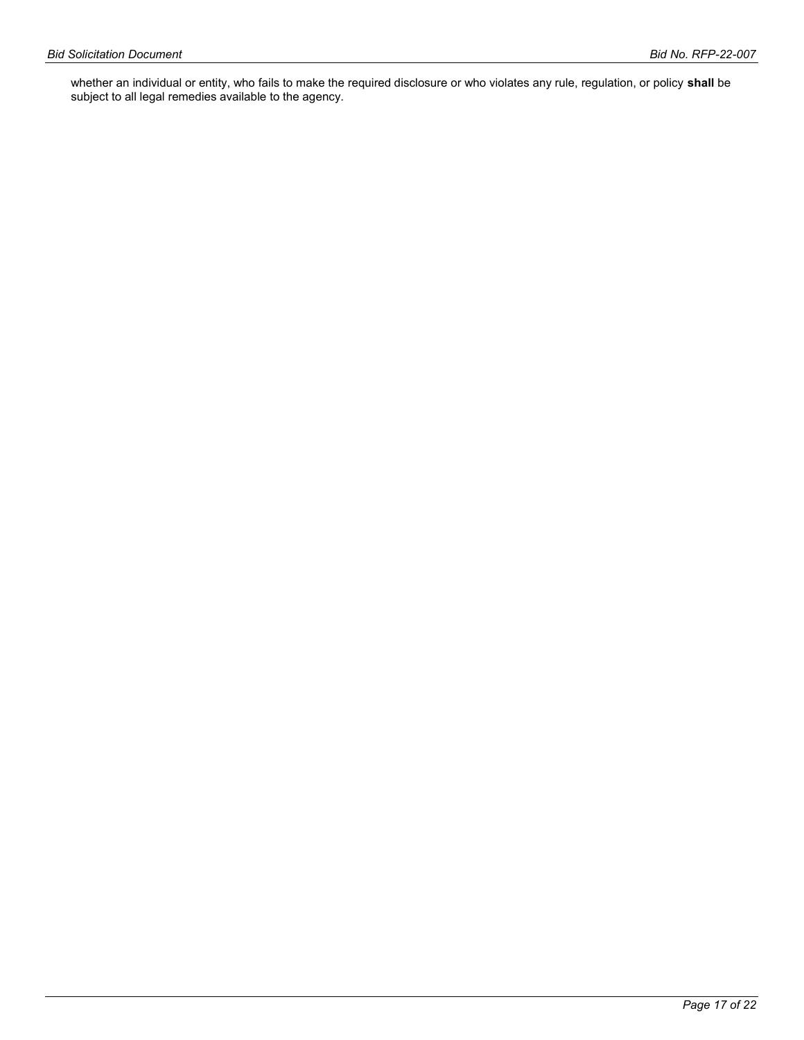whether an individual or entity, who fails to make the required disclosure or who violates any rule, regulation, or policy **shall** be subject to all legal remedies available to the agency.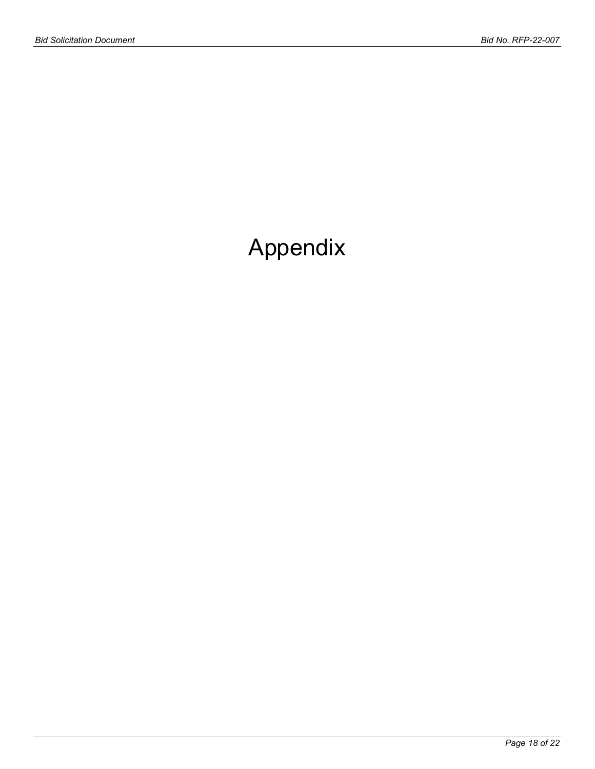# Appendix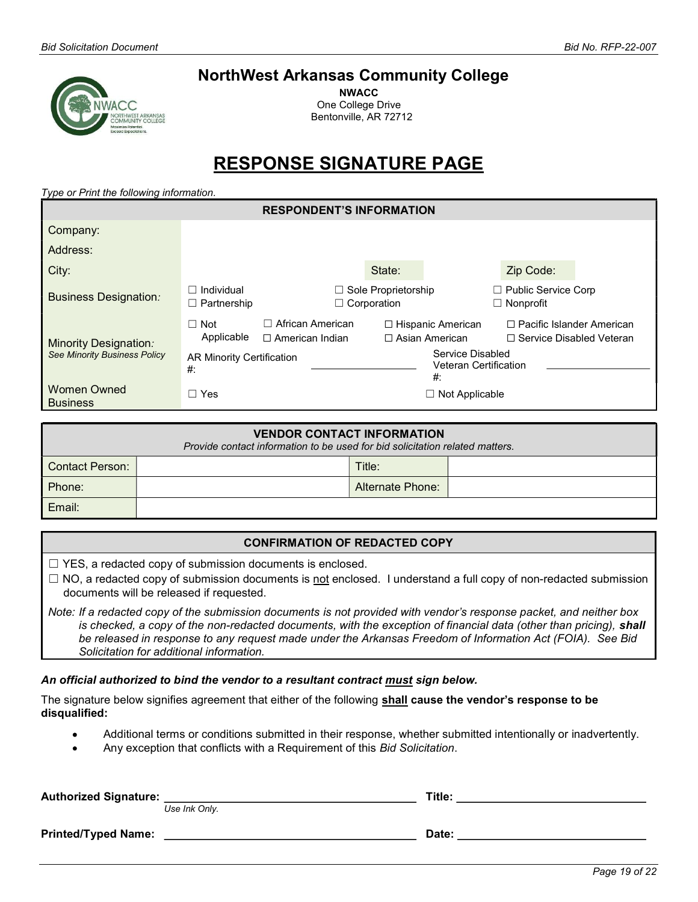## NorthWest Arkansas Community College

**NWACC**
One College Drive
Bentonville, AR 72712

# RESPONSE SIGNATURE PAGE

*Type or Print the following information.*

| RESPONDENT'S INFORMATION | | | |
|---|---|---|---|
| Company: | | | |
| Address: | | | |
| City: | State: | | Zip Code: |
| Business Designation: | ☐ Individual<br>☐ Partnership | ☐ Sole Proprietorship<br>☐ Corporation | ☐ Public Service Corp<br>☐ Nonprofit |
| Minority Designation:<br>*See Minority Business Policy* | ☐ Not Applicable<br>☐ African American<br>☐ American Indian | ☐ Hispanic American<br>☐ Asian American | ☐ Pacific Islander American<br>☐ Service Disabled Veteran |
| | AR Minority Certification #: ______ | Service Disabled Veteran Certification #: ______ | |
| Women Owned Business | ☐ Yes | ☐ Not Applicable | |

| VENDOR CONTACT INFORMATION<br>*Provide contact information to be used for bid solicitation related matters.* | | | |
|---|---|---|---|
| Contact Person: | | Title: | |
| Phone: | | Alternate Phone: | |
| Email: | | | |

**CONFIRMATION OF REDACTED COPY**

☐ YES, a redacted copy of submission documents is enclosed.

☐ NO, a redacted copy of submission documents is not enclosed. I understand a full copy of non-redacted submission documents will be released if requested.

*Note: If a redacted copy of the submission documents is not provided with vendor's response packet, and neither box is checked, a copy of the non-redacted documents, with the exception of financial data (other than pricing), **shall** be released in response to any request made under the Arkansas Freedom of Information Act (FOIA). See Bid Solicitation for additional information.*

***An official authorized to bind the vendor to a resultant contract must sign below.***

The signature below signifies agreement that either of the following **shall cause the vendor's response to be disqualified:**

- Additional terms or conditions submitted in their response, whether submitted intentionally or inadvertently.
- Any exception that conflicts with a Requirement of this *Bid Solicitation*.

**Authorized Signature:** ______________________________ **Title:** ______________________
*Use Ink Only.*

**Printed/Typed Name:** ______________________________ **Date:** ______________________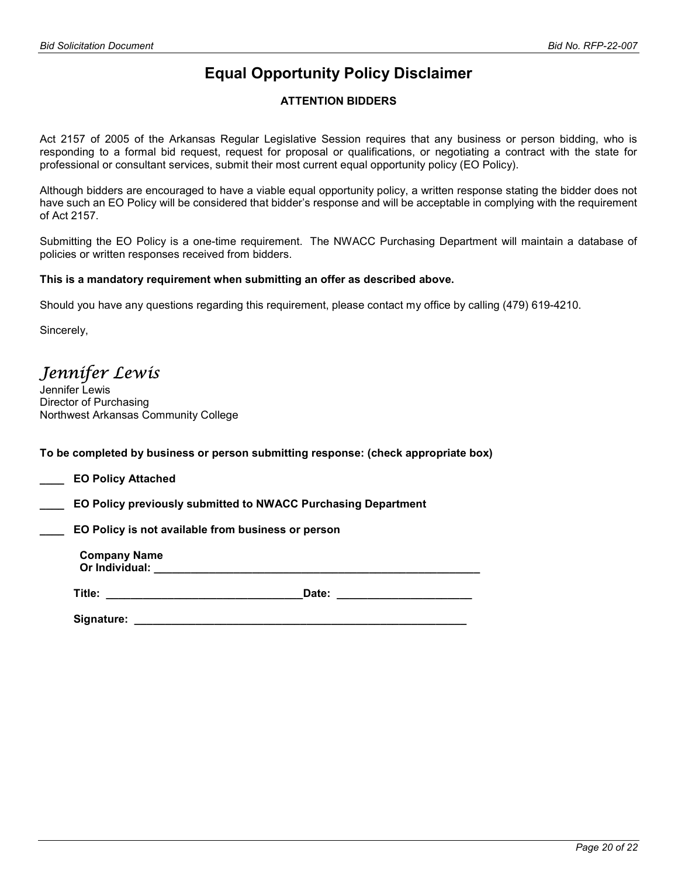# Equal Opportunity Policy Disclaimer

**ATTENTION BIDDERS**

Act 2157 of 2005 of the Arkansas Regular Legislative Session requires that any business or person bidding, who is responding to a formal bid request, request for proposal or qualifications, or negotiating a contract with the state for professional or consultant services, submit their most current equal opportunity policy (EO Policy).

Although bidders are encouraged to have a viable equal opportunity policy, a written response stating the bidder does not have such an EO Policy will be considered that bidder's response and will be acceptable in complying with the requirement of Act 2157.

Submitting the EO Policy is a one-time requirement. The NWACC Purchasing Department will maintain a database of policies or written responses received from bidders.

**This is a mandatory requirement when submitting an offer as described above.**

Should you have any questions regarding this requirement, please contact my office by calling (479) 619-4210.

Sincerely,

*Jennifer Lewis*

Jennifer Lewis
Director of Purchasing
Northwest Arkansas Community College

**To be completed by business or person submitting response: (check appropriate box)**

**____ EO Policy Attached**

**____ EO Policy previously submitted to NWACC Purchasing Department**

**____ EO Policy is not available from business or person**

**Company Name Or Individual:** ________________________________________________________

**Title:** ________________________________ **Date:** ______________________

**Signature:** ________________________________________________________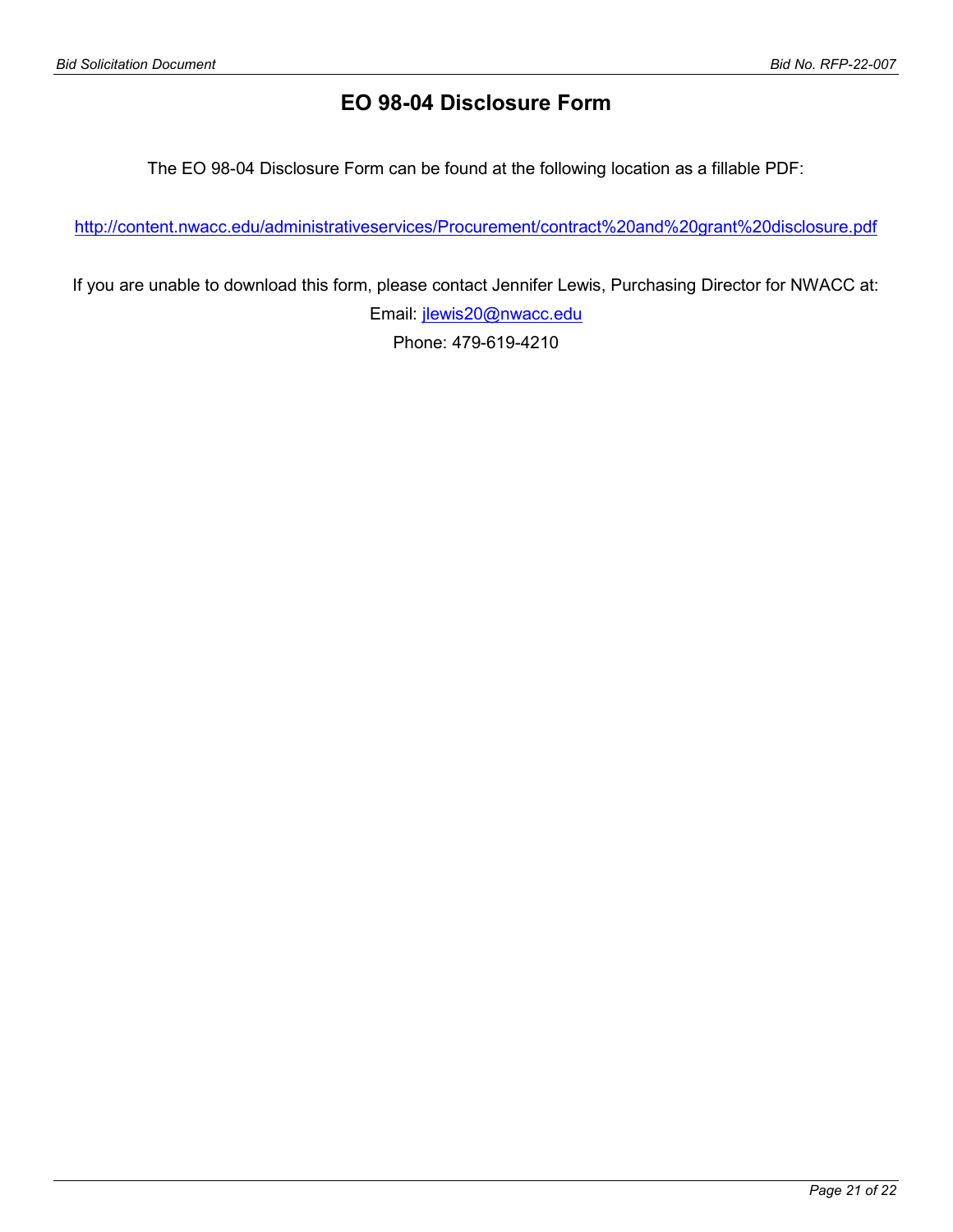# EO 98-04 Disclosure Form

The EO 98-04 Disclosure Form can be found at the following location as a fillable PDF:

http://content.nwacc.edu/administrativeservices/Procurement/contract%20and%20grant%20disclosure.pdf

If you are unable to download this form, please contact Jennifer Lewis, Purchasing Director for NWACC at:

Email: jlewis20@nwacc.edu

Phone: 479-619-4210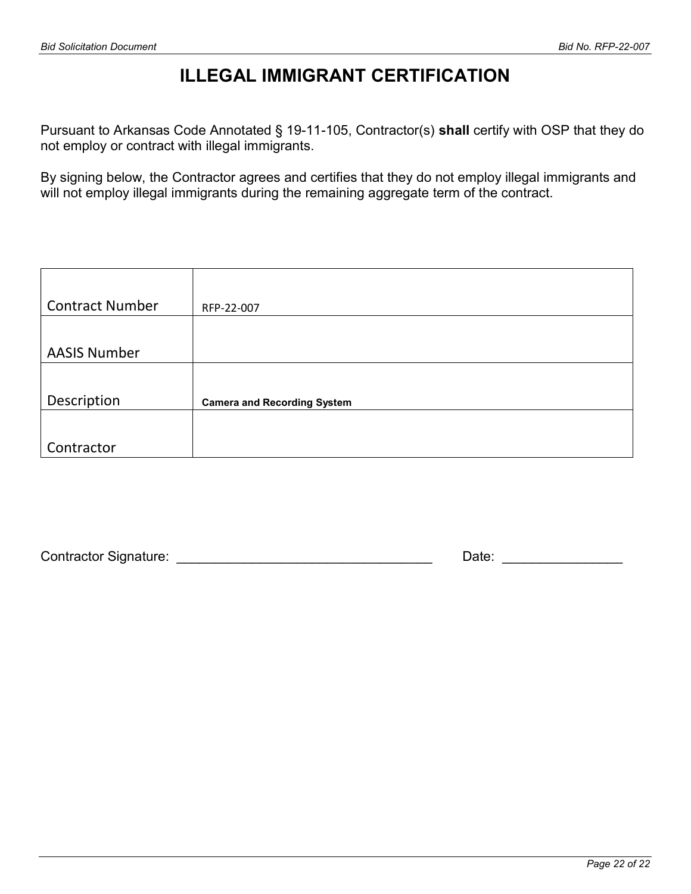# ILLEGAL IMMIGRANT CERTIFICATION

Pursuant to Arkansas Code Annotated § 19-11-105, Contractor(s) **shall** certify with OSP that they do not employ or contract with illegal immigrants.

By signing below, the Contractor agrees and certifies that they do not employ illegal immigrants and will not employ illegal immigrants during the remaining aggregate term of the contract.

| | |
|---|---|
| Contract Number | RFP-22-007 |
| AASIS Number | |
| Description | **Camera and Recording System** |
| Contractor | |

Contractor Signature: ___________________________________ Date: ________________